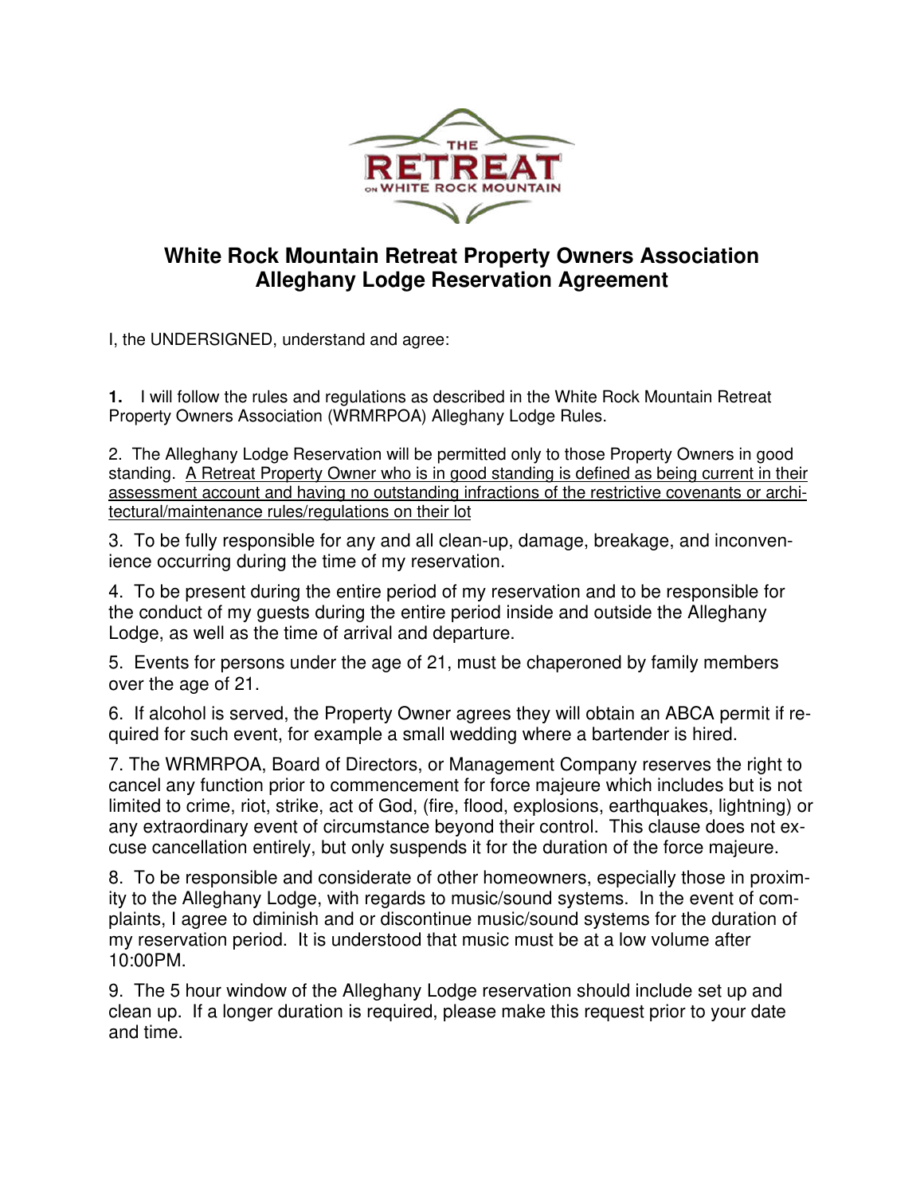# White Rock Mountain Retreat Property Owners Association
# Alleghany Lodge Reservation Agreement

I, the UNDERSIGNED, understand and agree:

**1.** I will follow the rules and regulations as described in the White Rock Mountain Retreat Property Owners Association (WRMRPOA) Alleghany Lodge Rules.

2. The Alleghany Lodge Reservation will be permitted only to those Property Owners in good standing. A Retreat Property Owner who is in good standing is defined as being current in their assessment account and having no outstanding infractions of the restrictive covenants or architectural/maintenance rules/regulations on their lot

3. To be fully responsible for any and all clean-up, damage, breakage, and inconvenience occurring during the time of my reservation.

4. To be present during the entire period of my reservation and to be responsible for the conduct of my guests during the entire period inside and outside the Alleghany Lodge, as well as the time of arrival and departure.

5. Events for persons under the age of 21, must be chaperoned by family members over the age of 21.

6. If alcohol is served, the Property Owner agrees they will obtain an ABCA permit if required for such event, for example a small wedding where a bartender is hired.

7. The WRMRPOA, Board of Directors, or Management Company reserves the right to cancel any function prior to commencement for force majeure which includes but is not limited to crime, riot, strike, act of God, (fire, flood, explosions, earthquakes, lightning) or any extraordinary event of circumstance beyond their control. This clause does not excuse cancellation entirely, but only suspends it for the duration of the force majeure.

8. To be responsible and considerate of other homeowners, especially those in proximity to the Alleghany Lodge, with regards to music/sound systems. In the event of complaints, I agree to diminish and or discontinue music/sound systems for the duration of my reservation period. It is understood that music must be at a low volume after 10:00PM.

9. The 5 hour window of the Alleghany Lodge reservation should include set up and clean up. If a longer duration is required, please make this request prior to your date and time.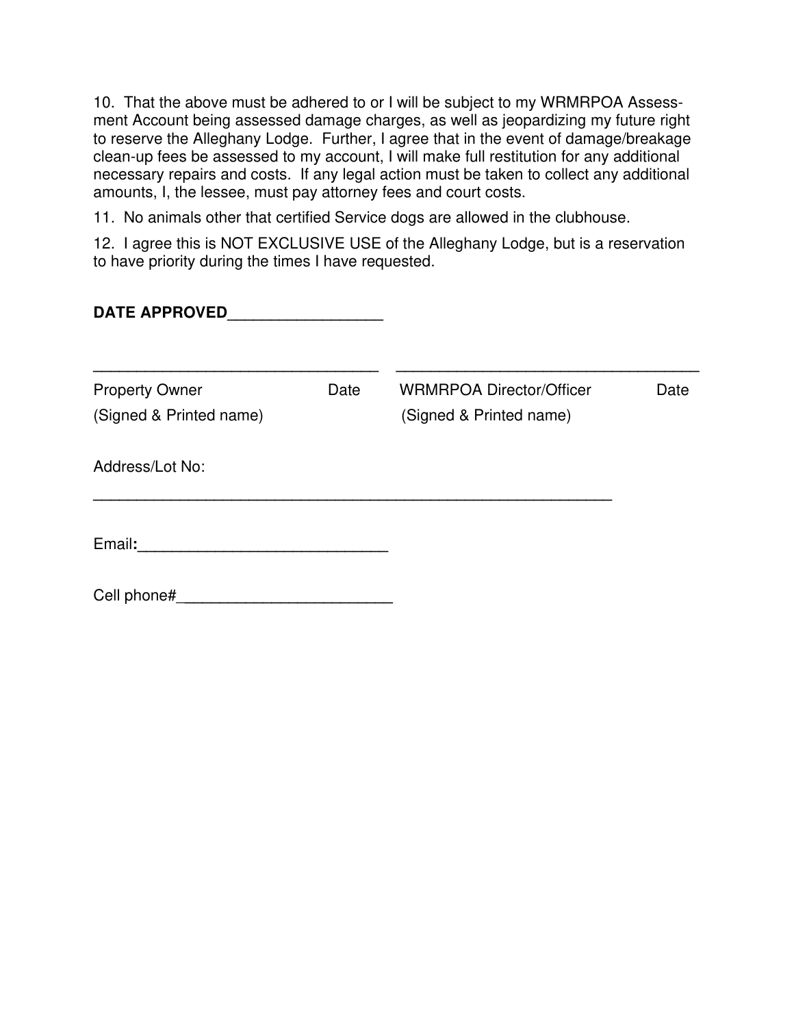10. That the above must be adhered to or I will be subject to my WRMRPOA Assessment Account being assessed damage charges, as well as jeopardizing my future right to reserve the Alleghany Lodge. Further, I agree that in the event of damage/breakage clean-up fees be assessed to my account, I will make full restitution for any additional necessary repairs and costs. If any legal action must be taken to collect any additional amounts, I, the lessee, must pay attorney fees and court costs.

11. No animals other that certified Service dogs are allowed in the clubhouse.

12. I agree this is NOT EXCLUSIVE USE of the Alleghany Lodge, but is a reservation to have priority during the times I have requested.

**DATE APPROVED**_________________

_________________________________ __________________________________

Property Owner Date
(Signed & Printed name)

WRMRPOA Director/Officer Date
(Signed & Printed name)

Address/Lot No:

___________________________________________________________

Email**:**_____________________________

Cell phone#_________________________